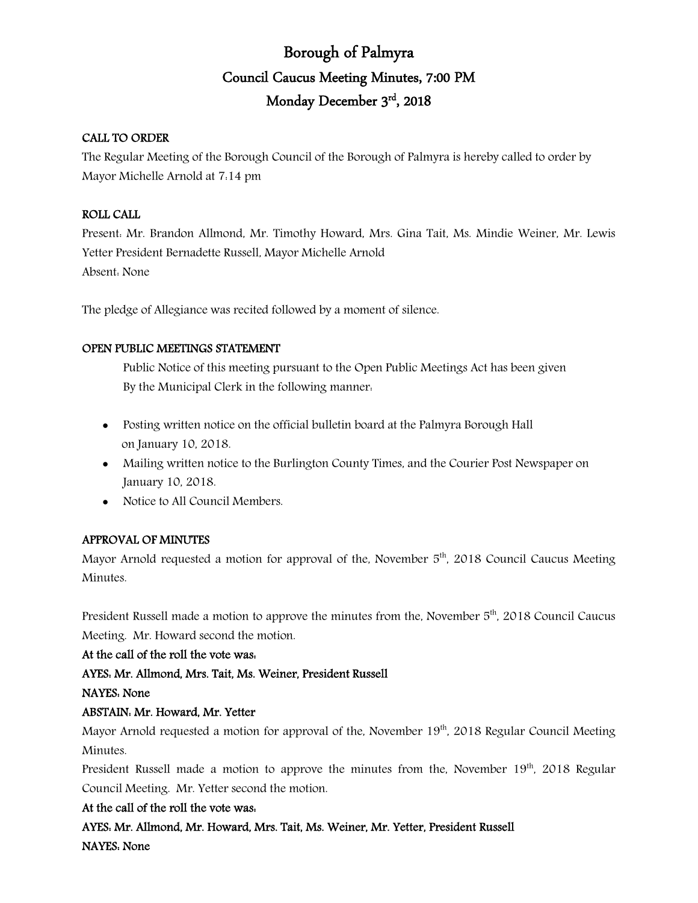# Borough of Palmyra

## Council Caucus Meeting Minutes, 7:00 PM

## Monday December 3rd, 2018

**CALL TO ORDER**

The Regular Meeting of the Borough Council of the Borough of Palmyra is hereby called to order by Mayor Michelle Arnold at 7:14 pm

**ROLL CALL**

Present: Mr. Brandon Allmond, Mr. Timothy Howard, Mrs. Gina Tait, Ms. Mindie Weiner, Mr. Lewis Yetter President Bernadette Russell, Mayor Michelle Arnold

Absent: None

The pledge of Allegiance was recited followed by a moment of silence.

**OPEN PUBLIC MEETINGS STATEMENT**

Public Notice of this meeting pursuant to the Open Public Meetings Act has been given By the Municipal Clerk in the following manner:

- Posting written notice on the official bulletin board at the Palmyra Borough Hall on January 10, 2018.
- Mailing written notice to the Burlington County Times, and the Courier Post Newspaper on January 10, 2018.
- Notice to All Council Members.

**APPROVAL OF MINUTES**

Mayor Arnold requested a motion for approval of the, November 5th, 2018 Council Caucus Meeting Minutes.

President Russell made a motion to approve the minutes from the, November 5th, 2018 Council Caucus Meeting. Mr. Howard second the motion.

**At the call of the roll the vote was:**

**AYES: Mr. Allmond, Mrs. Tait, Ms. Weiner, President Russell**

**NAYES: None**

**ABSTAIN: Mr. Howard, Mr. Yetter**

Mayor Arnold requested a motion for approval of the, November 19th, 2018 Regular Council Meeting Minutes.

President Russell made a motion to approve the minutes from the, November 19th, 2018 Regular Council Meeting. Mr. Yetter second the motion.

**At the call of the roll the vote was:**

**AYES: Mr. Allmond, Mr. Howard, Mrs. Tait, Ms. Weiner, Mr. Yetter, President Russell**

**NAYES: None**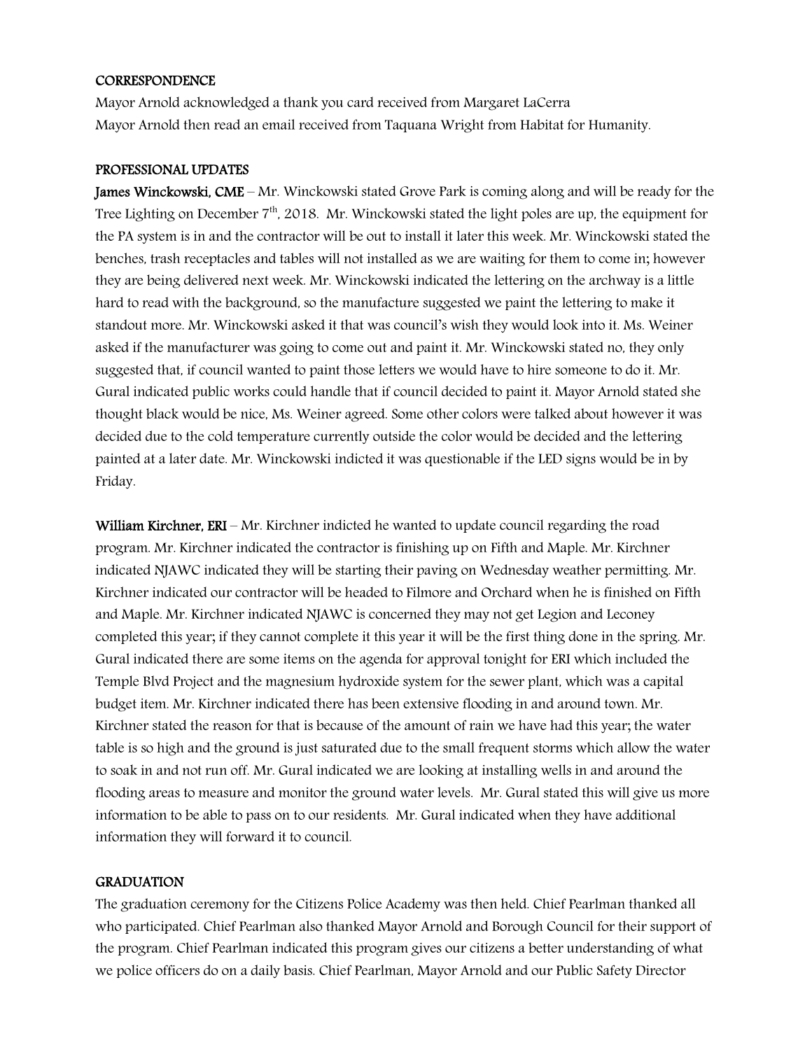## CORRESPONDENCE

Mayor Arnold acknowledged a thank you card received from Margaret LaCerra
Mayor Arnold then read an email received from Taquana Wright from Habitat for Humanity.

## PROFESSIONAL UPDATES

**James Winckowski, CME** – Mr. Winckowski stated Grove Park is coming along and will be ready for the Tree Lighting on December 7th, 2018. Mr. Winckowski stated the light poles are up, the equipment for the PA system is in and the contractor will be out to install it later this week. Mr. Winckowski stated the benches, trash receptacles and tables will not installed as we are waiting for them to come in; however they are being delivered next week. Mr. Winckowski indicated the lettering on the archway is a little hard to read with the background, so the manufacture suggested we paint the lettering to make it standout more. Mr. Winckowski asked it that was council's wish they would look into it. Ms. Weiner asked if the manufacturer was going to come out and paint it. Mr. Winckowski stated no, they only suggested that, if council wanted to paint those letters we would have to hire someone to do it. Mr. Gural indicated public works could handle that if council decided to paint it. Mayor Arnold stated she thought black would be nice, Ms. Weiner agreed. Some other colors were talked about however it was decided due to the cold temperature currently outside the color would be decided and the lettering painted at a later date. Mr. Winckowski indicted it was questionable if the LED signs would be in by Friday.

**William Kirchner, ERI** – Mr. Kirchner indicted he wanted to update council regarding the road program. Mr. Kirchner indicated the contractor is finishing up on Fifth and Maple. Mr. Kirchner indicated NJAWC indicated they will be starting their paving on Wednesday weather permitting. Mr. Kirchner indicated our contractor will be headed to Filmore and Orchard when he is finished on Fifth and Maple. Mr. Kirchner indicated NJAWC is concerned they may not get Legion and Leconey completed this year; if they cannot complete it this year it will be the first thing done in the spring. Mr. Gural indicated there are some items on the agenda for approval tonight for ERI which included the Temple Blvd Project and the magnesium hydroxide system for the sewer plant, which was a capital budget item. Mr. Kirchner indicated there has been extensive flooding in and around town. Mr. Kirchner stated the reason for that is because of the amount of rain we have had this year; the water table is so high and the ground is just saturated due to the small frequent storms which allow the water to soak in and not run off. Mr. Gural indicated we are looking at installing wells in and around the flooding areas to measure and monitor the ground water levels. Mr. Gural stated this will give us more information to be able to pass on to our residents. Mr. Gural indicated when they have additional information they will forward it to council.

## GRADUATION

The graduation ceremony for the Citizens Police Academy was then held. Chief Pearlman thanked all who participated. Chief Pearlman also thanked Mayor Arnold and Borough Council for their support of the program. Chief Pearlman indicated this program gives our citizens a better understanding of what we police officers do on a daily basis. Chief Pearlman, Mayor Arnold and our Public Safety Director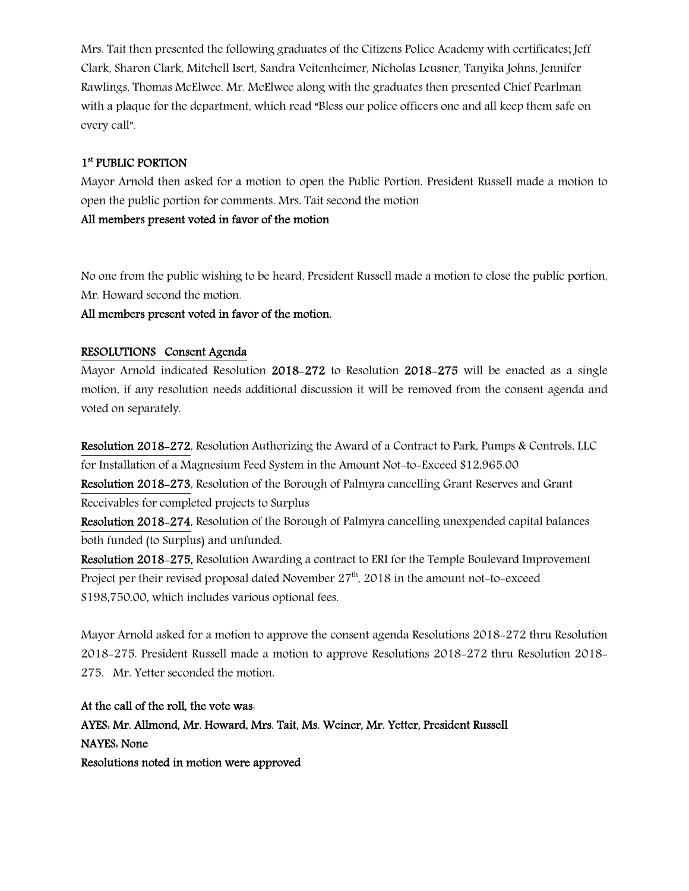Mrs. Tait then presented the following graduates of the Citizens Police Academy with certificates; Jeff Clark, Sharon Clark, Mitchell Isert, Sandra Veitenheimer, Nicholas Leusner, Tanyika Johns, Jennifer Rawlings, Thomas McElwee. Mr. McElwee along with the graduates then presented Chief Pearlman with a plaque for the department, which read "Bless our police officers one and all keep them safe on every call".

**1st PUBLIC PORTION**

Mayor Arnold then asked for a motion to open the Public Portion. President Russell made a motion to open the public portion for comments. Mrs. Tait second the motion

**All members present voted in favor of the motion**

No one from the public wishing to be heard, President Russell made a motion to close the public portion, Mr. Howard second the motion.

**All members present voted in favor of the motion.**

**RESOLUTIONS Consent Agenda**

Mayor Arnold indicated Resolution **2018-272** to Resolution **2018-275** will be enacted as a single motion, if any resolution needs additional discussion it will be removed from the consent agenda and voted on separately.

**Resolution 2018-272**, Resolution Authorizing the Award of a Contract to Park, Pumps & Controls, LLC for Installation of a Magnesium Feed System in the Amount Not-to-Exceed $12,965.00

**Resolution 2018-273**, Resolution of the Borough of Palmyra cancelling Grant Reserves and Grant Receivables for completed projects to Surplus

**Resolution 2018-274**, Resolution of the Borough of Palmyra cancelling unexpended capital balances both funded (to Surplus) and unfunded.

**Resolution 2018-275,** Resolution Awarding a contract to ERI for the Temple Boulevard Improvement Project per their revised proposal dated November 27th, 2018 in the amount not-to-exceed $198,750.00, which includes various optional fees.

Mayor Arnold asked for a motion to approve the consent agenda Resolutions 2018-272 thru Resolution 2018-275. President Russell made a motion to approve Resolutions 2018-272 thru Resolution 2018-275. Mr. Yetter seconded the motion.

**At the call of the roll, the vote was:**

**AYES: Mr. Allmond, Mr. Howard, Mrs. Tait, Ms. Weiner, Mr. Yetter, President Russell**

**NAYES: None**

**Resolutions noted in motion were approved**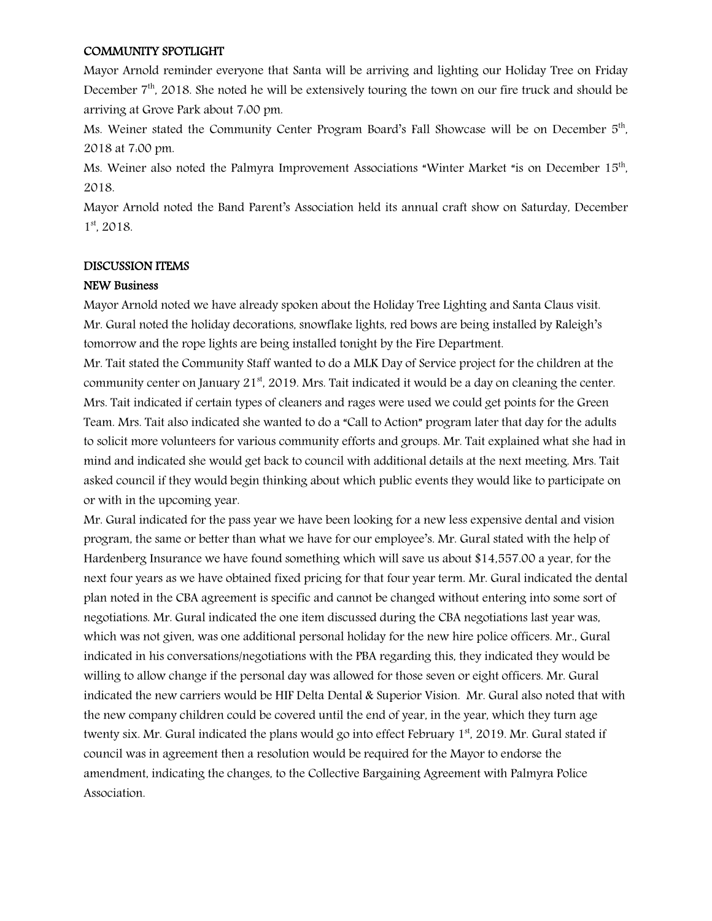**COMMUNITY SPOTLIGHT**

Mayor Arnold reminder everyone that Santa will be arriving and lighting our Holiday Tree on Friday December 7th, 2018. She noted he will be extensively touring the town on our fire truck and should be arriving at Grove Park about 7:00 pm.

Ms. Weiner stated the Community Center Program Board's Fall Showcase will be on December 5th, 2018 at 7:00 pm.

Ms. Weiner also noted the Palmyra Improvement Associations "Winter Market "is on December 15th, 2018.

Mayor Arnold noted the Band Parent's Association held its annual craft show on Saturday, December 1st, 2018.

**DISCUSSION ITEMS**

**NEW Business**

Mayor Arnold noted we have already spoken about the Holiday Tree Lighting and Santa Claus visit.

Mr. Gural noted the holiday decorations, snowflake lights, red bows are being installed by Raleigh's tomorrow and the rope lights are being installed tonight by the Fire Department.

Mr. Tait stated the Community Staff wanted to do a MLK Day of Service project for the children at the community center on January 21st, 2019. Mrs. Tait indicated it would be a day on cleaning the center. Mrs. Tait indicated if certain types of cleaners and rages were used we could get points for the Green Team. Mrs. Tait also indicated she wanted to do a "Call to Action" program later that day for the adults to solicit more volunteers for various community efforts and groups. Mr. Tait explained what she had in mind and indicated she would get back to council with additional details at the next meeting. Mrs. Tait asked council if they would begin thinking about which public events they would like to participate on or with in the upcoming year.

Mr. Gural indicated for the pass year we have been looking for a new less expensive dental and vision program, the same or better than what we have for our employee's. Mr. Gural stated with the help of Hardenberg Insurance we have found something which will save us about $14,557.00 a year, for the next four years as we have obtained fixed pricing for that four year term. Mr. Gural indicated the dental plan noted in the CBA agreement is specific and cannot be changed without entering into some sort of negotiations. Mr. Gural indicated the one item discussed during the CBA negotiations last year was, which was not given, was one additional personal holiday for the new hire police officers. Mr., Gural indicated in his conversations/negotiations with the PBA regarding this, they indicated they would be willing to allow change if the personal day was allowed for those seven or eight officers. Mr. Gural indicated the new carriers would be HIF Delta Dental & Superior Vision. Mr. Gural also noted that with the new company children could be covered until the end of year, in the year, which they turn age twenty six. Mr. Gural indicated the plans would go into effect February 1st, 2019. Mr. Gural stated if council was in agreement then a resolution would be required for the Mayor to endorse the amendment, indicating the changes, to the Collective Bargaining Agreement with Palmyra Police Association.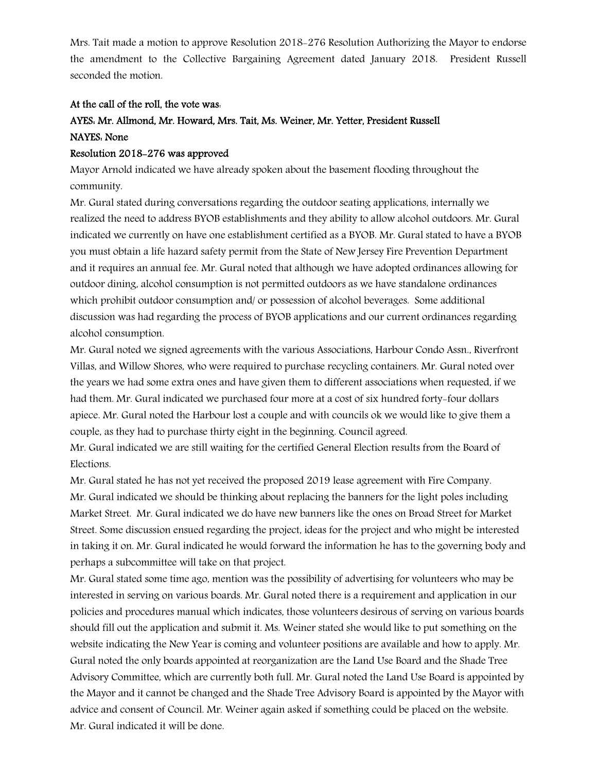Mrs. Tait made a motion to approve Resolution 2018-276 Resolution Authorizing the Mayor to endorse the amendment to the Collective Bargaining Agreement dated January 2018. President Russell seconded the motion.

**At the call of the roll, the vote was:**

**AYES: Mr. Allmond, Mr. Howard, Mrs. Tait, Ms. Weiner, Mr. Yetter, President Russell**

**NAYES: None**

**Resolution 2018-276 was approved**

Mayor Arnold indicated we have already spoken about the basement flooding throughout the community.

Mr. Gural stated during conversations regarding the outdoor seating applications, internally we realized the need to address BYOB establishments and they ability to allow alcohol outdoors. Mr. Gural indicated we currently on have one establishment certified as a BYOB. Mr. Gural stated to have a BYOB you must obtain a life hazard safety permit from the State of New Jersey Fire Prevention Department and it requires an annual fee. Mr. Gural noted that although we have adopted ordinances allowing for outdoor dining, alcohol consumption is not permitted outdoors as we have standalone ordinances which prohibit outdoor consumption and/ or possession of alcohol beverages. Some additional discussion was had regarding the process of BYOB applications and our current ordinances regarding alcohol consumption.

Mr. Gural noted we signed agreements with the various Associations, Harbour Condo Assn., Riverfront Villas, and Willow Shores, who were required to purchase recycling containers. Mr. Gural noted over the years we had some extra ones and have given them to different associations when requested, if we had them. Mr. Gural indicated we purchased four more at a cost of six hundred forty-four dollars apiece. Mr. Gural noted the Harbour lost a couple and with councils ok we would like to give them a couple, as they had to purchase thirty eight in the beginning. Council agreed.

Mr. Gural indicated we are still waiting for the certified General Election results from the Board of Elections.

Mr. Gural stated he has not yet received the proposed 2019 lease agreement with Fire Company.

Mr. Gural indicated we should be thinking about replacing the banners for the light poles including Market Street. Mr. Gural indicated we do have new banners like the ones on Broad Street for Market Street. Some discussion ensued regarding the project, ideas for the project and who might be interested in taking it on. Mr. Gural indicated he would forward the information he has to the governing body and perhaps a subcommittee will take on that project.

Mr. Gural stated some time ago, mention was the possibility of advertising for volunteers who may be interested in serving on various boards. Mr. Gural noted there is a requirement and application in our policies and procedures manual which indicates, those volunteers desirous of serving on various boards should fill out the application and submit it. Ms. Weiner stated she would like to put something on the website indicating the New Year is coming and volunteer positions are available and how to apply. Mr. Gural noted the only boards appointed at reorganization are the Land Use Board and the Shade Tree Advisory Committee, which are currently both full. Mr. Gural noted the Land Use Board is appointed by the Mayor and it cannot be changed and the Shade Tree Advisory Board is appointed by the Mayor with advice and consent of Council. Mr. Weiner again asked if something could be placed on the website. Mr. Gural indicated it will be done.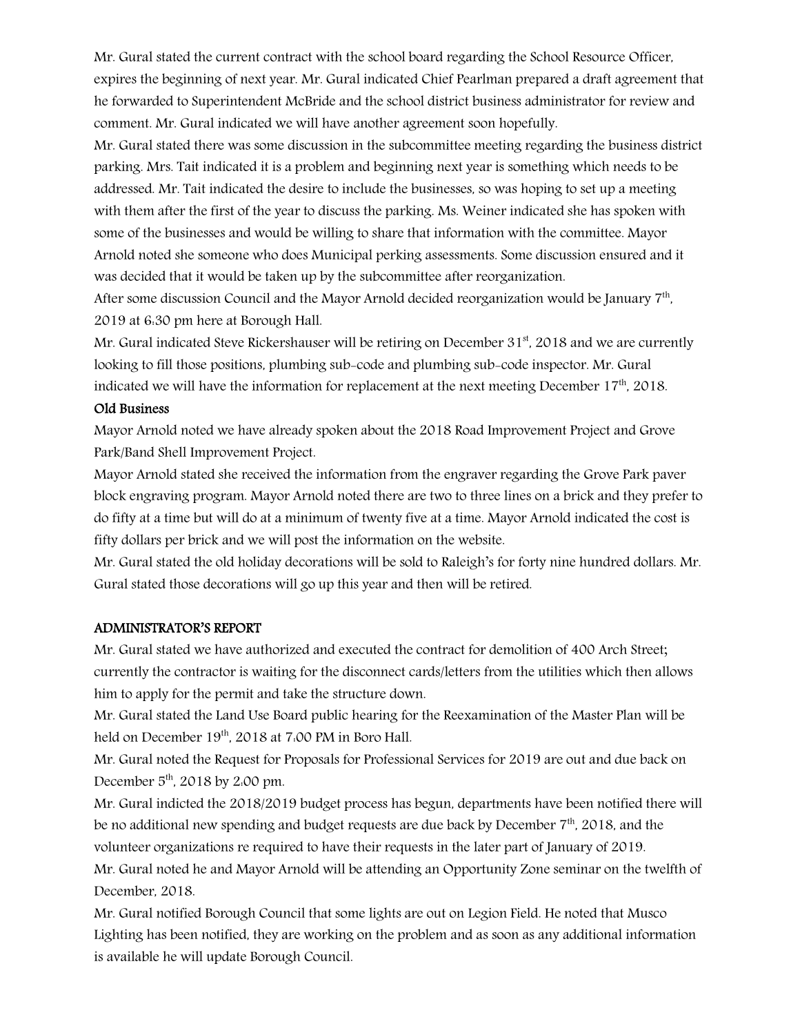Mr. Gural stated the current contract with the school board regarding the School Resource Officer, expires the beginning of next year. Mr. Gural indicated Chief Pearlman prepared a draft agreement that he forwarded to Superintendent McBride and the school district business administrator for review and comment. Mr. Gural indicated we will have another agreement soon hopefully.

Mr. Gural stated there was some discussion in the subcommittee meeting regarding the business district parking. Mrs. Tait indicated it is a problem and beginning next year is something which needs to be addressed. Mr. Tait indicated the desire to include the businesses, so was hoping to set up a meeting with them after the first of the year to discuss the parking. Ms. Weiner indicated she has spoken with some of the businesses and would be willing to share that information with the committee. Mayor Arnold noted she someone who does Municipal perking assessments. Some discussion ensured and it was decided that it would be taken up by the subcommittee after reorganization.

After some discussion Council and the Mayor Arnold decided reorganization would be January 7th, 2019 at 6:30 pm here at Borough Hall.

Mr. Gural indicated Steve Rickershauser will be retiring on December 31st, 2018 and we are currently looking to fill those positions, plumbing sub-code and plumbing sub-code inspector. Mr. Gural indicated we will have the information for replacement at the next meeting December 17th, 2018.

**Old Business**

Mayor Arnold noted we have already spoken about the 2018 Road Improvement Project and Grove Park/Band Shell Improvement Project.

Mayor Arnold stated she received the information from the engraver regarding the Grove Park paver block engraving program. Mayor Arnold noted there are two to three lines on a brick and they prefer to do fifty at a time but will do at a minimum of twenty five at a time. Mayor Arnold indicated the cost is fifty dollars per brick and we will post the information on the website.

Mr. Gural stated the old holiday decorations will be sold to Raleigh's for forty nine hundred dollars. Mr. Gural stated those decorations will go up this year and then will be retired.

## ADMINISTRATOR'S REPORT

Mr. Gural stated we have authorized and executed the contract for demolition of 400 Arch Street; currently the contractor is waiting for the disconnect cards/letters from the utilities which then allows him to apply for the permit and take the structure down.

Mr. Gural stated the Land Use Board public hearing for the Reexamination of the Master Plan will be held on December 19th, 2018 at 7:00 PM in Boro Hall.

Mr. Gural noted the Request for Proposals for Professional Services for 2019 are out and due back on December 5th, 2018 by 2:00 pm.

Mr. Gural indicted the 2018/2019 budget process has begun, departments have been notified there will be no additional new spending and budget requests are due back by December 7th, 2018, and the volunteer organizations re required to have their requests in the later part of January of 2019.

Mr. Gural noted he and Mayor Arnold will be attending an Opportunity Zone seminar on the twelfth of December, 2018.

Mr. Gural notified Borough Council that some lights are out on Legion Field. He noted that Musco Lighting has been notified, they are working on the problem and as soon as any additional information is available he will update Borough Council.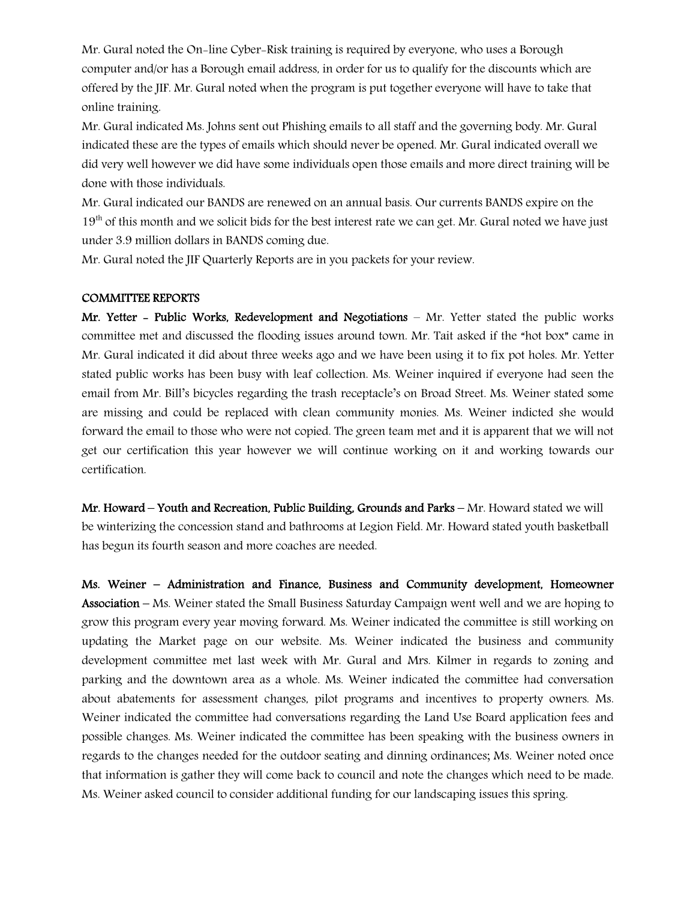Mr. Gural noted the On-line Cyber-Risk training is required by everyone, who uses a Borough computer and/or has a Borough email address, in order for us to qualify for the discounts which are offered by the JIF. Mr. Gural noted when the program is put together everyone will have to take that online training.

Mr. Gural indicated Ms. Johns sent out Phishing emails to all staff and the governing body. Mr. Gural indicated these are the types of emails which should never be opened. Mr. Gural indicated overall we did very well however we did have some individuals open those emails and more direct training will be done with those individuals.

Mr. Gural indicated our BANDS are renewed on an annual basis. Our currents BANDS expire on the 19th of this month and we solicit bids for the best interest rate we can get. Mr. Gural noted we have just under 3.9 million dollars in BANDS coming due.

Mr. Gural noted the JIF Quarterly Reports are in you packets for your review.

**COMMITTEE REPORTS**

**Mr. Yetter - Public Works, Redevelopment and Negotiations** – Mr. Yetter stated the public works committee met and discussed the flooding issues around town. Mr. Tait asked if the "hot box" came in Mr. Gural indicated it did about three weeks ago and we have been using it to fix pot holes. Mr. Yetter stated public works has been busy with leaf collection. Ms. Weiner inquired if everyone had seen the email from Mr. Bill's bicycles regarding the trash receptacle's on Broad Street. Ms. Weiner stated some are missing and could be replaced with clean community monies. Ms. Weiner indicted she would forward the email to those who were not copied. The green team met and it is apparent that we will not get our certification this year however we will continue working on it and working towards our certification.

**Mr. Howard – Youth and Recreation, Public Building, Grounds and Parks** – Mr. Howard stated we will be winterizing the concession stand and bathrooms at Legion Field. Mr. Howard stated youth basketball has begun its fourth season and more coaches are needed.

**Ms. Weiner – Administration and Finance, Business and Community development, Homeowner Association** – Ms. Weiner stated the Small Business Saturday Campaign went well and we are hoping to grow this program every year moving forward. Ms. Weiner indicated the committee is still working on updating the Market page on our website. Ms. Weiner indicated the business and community development committee met last week with Mr. Gural and Mrs. Kilmer in regards to zoning and parking and the downtown area as a whole. Ms. Weiner indicated the committee had conversation about abatements for assessment changes, pilot programs and incentives to property owners. Ms. Weiner indicated the committee had conversations regarding the Land Use Board application fees and possible changes. Ms. Weiner indicated the committee has been speaking with the business owners in regards to the changes needed for the outdoor seating and dinning ordinances; Ms. Weiner noted once that information is gather they will come back to council and note the changes which need to be made. Ms. Weiner asked council to consider additional funding for our landscaping issues this spring.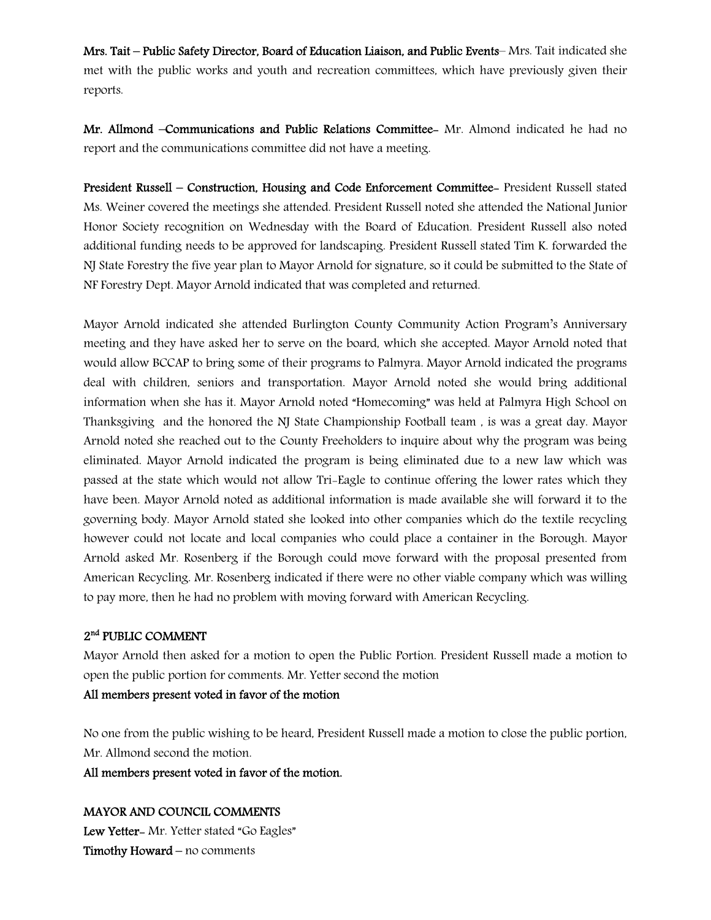**Mrs. Tait – Public Safety Director, Board of Education Liaison, and Public Events**– Mrs. Tait indicated she met with the public works and youth and recreation committees, which have previously given their reports.

**Mr. Allmond –Communications and Public Relations Committee-** Mr. Almond indicated he had no report and the communications committee did not have a meeting.

**President Russell – Construction, Housing and Code Enforcement Committee-** President Russell stated Ms. Weiner covered the meetings she attended. President Russell noted she attended the National Junior Honor Society recognition on Wednesday with the Board of Education. President Russell also noted additional funding needs to be approved for landscaping. President Russell stated Tim K. forwarded the NJ State Forestry the five year plan to Mayor Arnold for signature, so it could be submitted to the State of NF Forestry Dept. Mayor Arnold indicated that was completed and returned.

Mayor Arnold indicated she attended Burlington County Community Action Program's Anniversary meeting and they have asked her to serve on the board, which she accepted. Mayor Arnold noted that would allow BCCAP to bring some of their programs to Palmyra. Mayor Arnold indicated the programs deal with children, seniors and transportation. Mayor Arnold noted she would bring additional information when she has it. Mayor Arnold noted "Homecoming" was held at Palmyra High School on Thanksgiving and the honored the NJ State Championship Football team , is was a great day. Mayor Arnold noted she reached out to the County Freeholders to inquire about why the program was being eliminated. Mayor Arnold indicated the program is being eliminated due to a new law which was passed at the state which would not allow Tri-Eagle to continue offering the lower rates which they have been. Mayor Arnold noted as additional information is made available she will forward it to the governing body. Mayor Arnold stated she looked into other companies which do the textile recycling however could not locate and local companies who could place a container in the Borough. Mayor Arnold asked Mr. Rosenberg if the Borough could move forward with the proposal presented from American Recycling. Mr. Rosenberg indicated if there were no other viable company which was willing to pay more, then he had no problem with moving forward with American Recycling.

**2nd PUBLIC COMMENT**

Mayor Arnold then asked for a motion to open the Public Portion. President Russell made a motion to open the public portion for comments. Mr. Yetter second the motion

**All members present voted in favor of the motion**

No one from the public wishing to be heard, President Russell made a motion to close the public portion, Mr. Allmond second the motion.

**All members present voted in favor of the motion.**

**MAYOR AND COUNCIL COMMENTS**

**Lew Yetter-** Mr. Yetter stated "Go Eagles"

**Timothy Howard** – no comments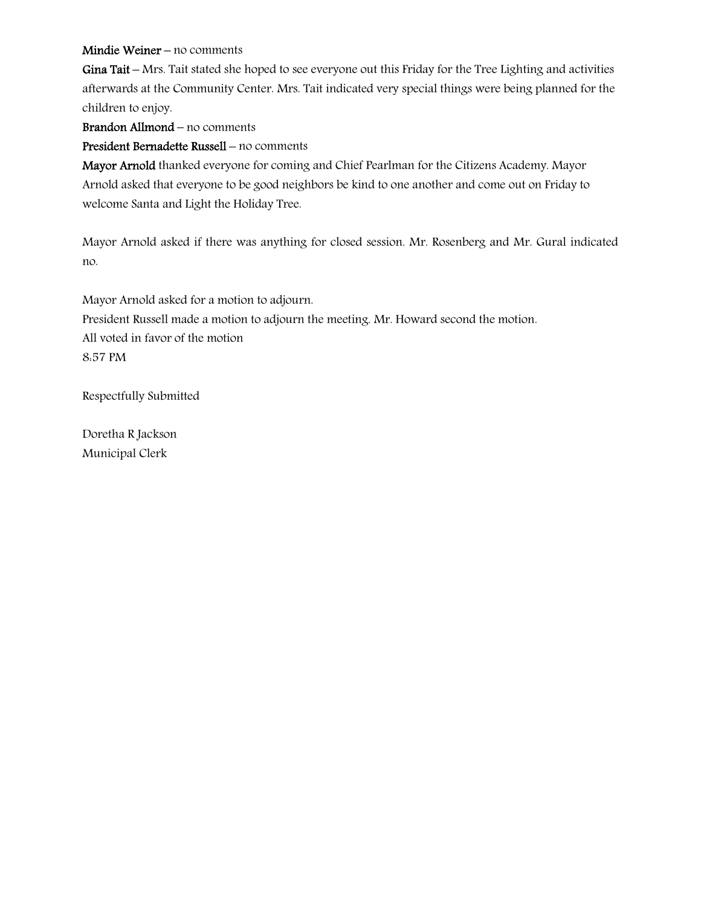**Mindie Weiner** – no comments

**Gina Tait** – Mrs. Tait stated she hoped to see everyone out this Friday for the Tree Lighting and activities afterwards at the Community Center. Mrs. Tait indicated very special things were being planned for the children to enjoy.

**Brandon Allmond** – no comments

**President Bernadette Russell** – no comments

**Mayor Arnold** thanked everyone for coming and Chief Pearlman for the Citizens Academy. Mayor Arnold asked that everyone to be good neighbors be kind to one another and come out on Friday to welcome Santa and Light the Holiday Tree.

Mayor Arnold asked if there was anything for closed session. Mr. Rosenberg and Mr. Gural indicated no.

Mayor Arnold asked for a motion to adjourn.
President Russell made a motion to adjourn the meeting. Mr. Howard second the motion.
All voted in favor of the motion
8:57 PM

Respectfully Submitted

Doretha R Jackson
Municipal Clerk